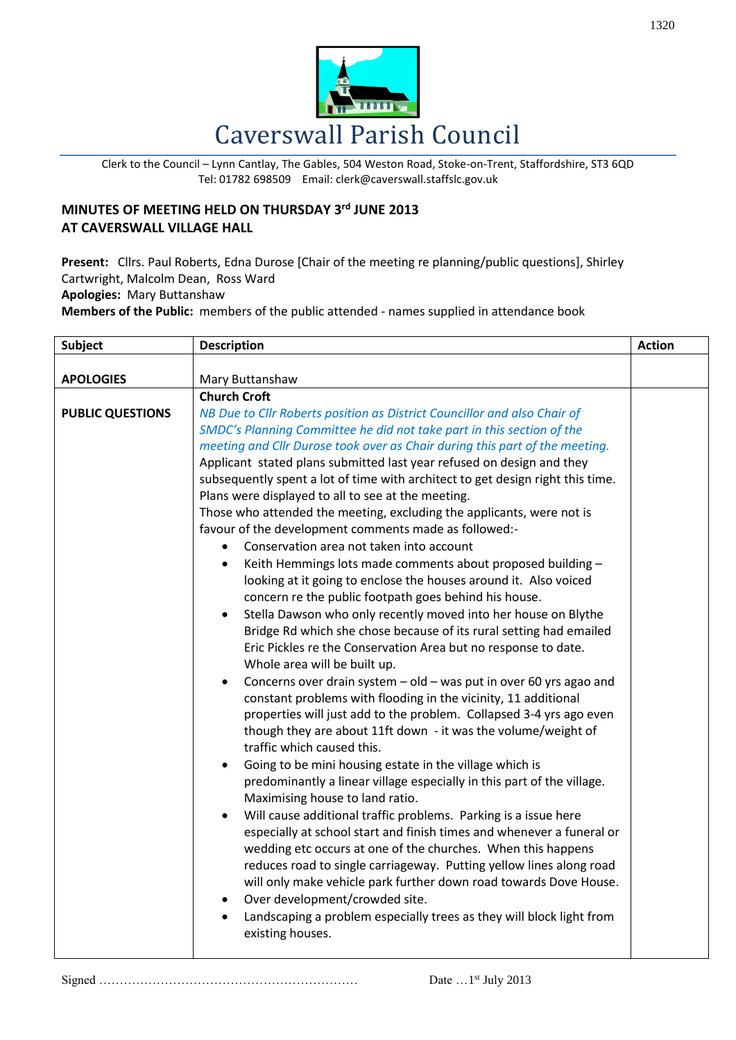# Caverswall Parish Council

Clerk to the Council – Lynn Cantlay, The Gables, 504 Weston Road, Stoke-on-Trent, Staffordshire, ST3 6QD
Tel: 01782 698509 Email: clerk@caverswall.staffslc.gov.uk

**MINUTES OF MEETING HELD ON THURSDAY 3rd JUNE 2013**
**AT CAVERSWALL VILLAGE HALL**

**Present:** Cllrs. Paul Roberts, Edna Durose [Chair of the meeting re planning/public questions], Shirley Cartwright, Malcolm Dean, Ross Ward
**Apologies:** Mary Buttanshaw
**Members of the Public:** members of the public attended - names supplied in attendance book

| Subject | Description | Action |
|---|---|---|
| **APOLOGIES** | Mary Buttanshaw | |
| **PUBLIC QUESTIONS** | **Church Croft**<br>*NB Due to Cllr Roberts position as District Councillor and also Chair of SMDC's Planning Committee he did not take part in this section of the meeting and Cllr Durose took over as Chair during this part of the meeting.*<br>Applicant stated plans submitted last year refused on design and they subsequently spent a lot of time with architect to get design right this time. Plans were displayed to all to see at the meeting.<br>Those who attended the meeting, excluding the applicants, were not is favour of the development comments made as followed:-<br>• Conservation area not taken into account<br>• Keith Hemmings lots made comments about proposed building – looking at it going to enclose the houses around it. Also voiced concern re the public footpath goes behind his house.<br>• Stella Dawson who only recently moved into her house on Blythe Bridge Rd which she chose because of its rural setting had emailed Eric Pickles re the Conservation Area but no response to date. Whole area will be built up.<br>• Concerns over drain system – old – was put in over 60 yrs agao and constant problems with flooding in the vicinity, 11 additional properties will just add to the problem. Collapsed 3-4 yrs ago even though they are about 11ft down - it was the volume/weight of traffic which caused this.<br>• Going to be mini housing estate in the village which is predominantly a linear village especially in this part of the village. Maximising house to land ratio.<br>• Will cause additional traffic problems. Parking is a issue here especially at school start and finish times and whenever a funeral or wedding etc occurs at one of the churches. When this happens reduces road to single carriageway. Putting yellow lines along road will only make vehicle park further down road towards Dove House.<br>• Over development/crowded site.<br>• Landscaping a problem especially trees as they will block light from existing houses. | |

Signed ……………………………………………………… Date …1st July 2013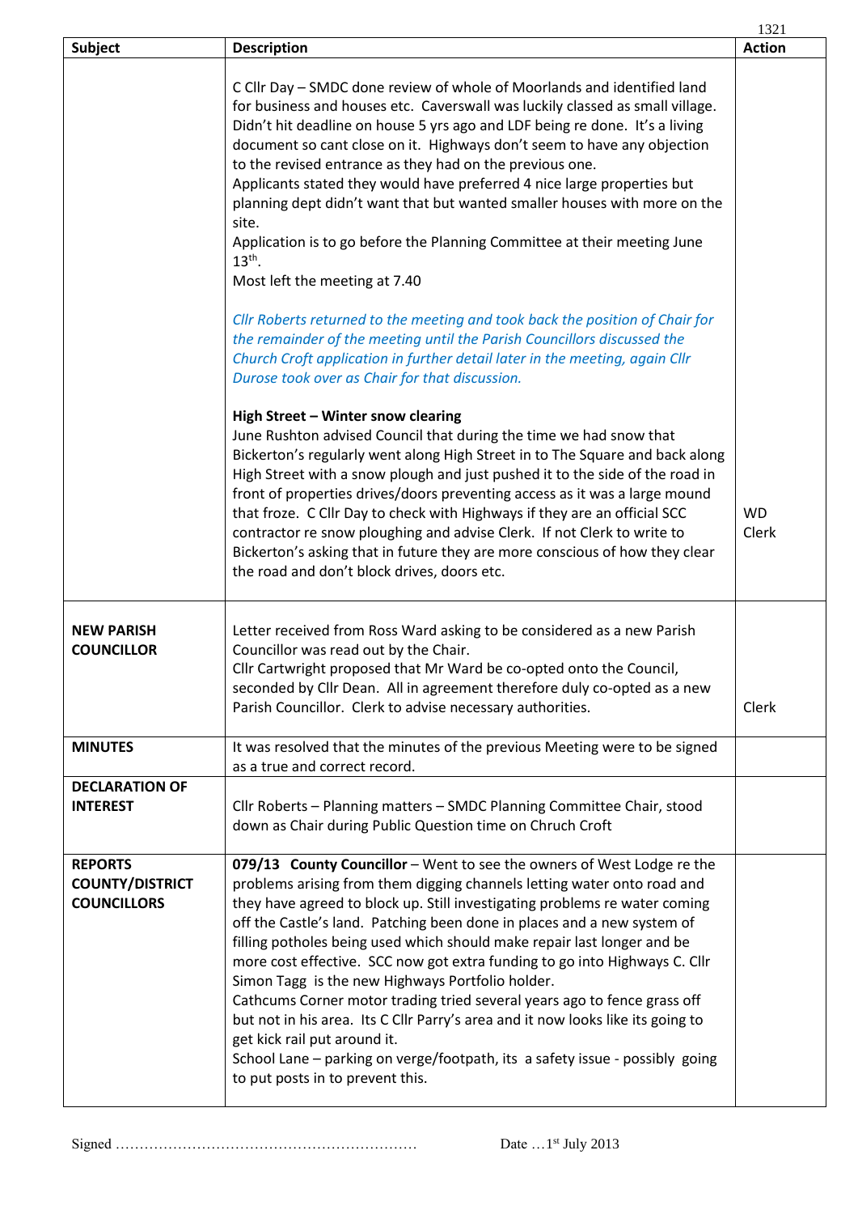| Subject | Description | Action |
|---|---|---|
| | C Cllr Day – SMDC done review of whole of Moorlands and identified land for business and houses etc. Caverswall was luckily classed as small village. Didn't hit deadline on house 5 yrs ago and LDF being re done. It's a living document so cant close on it. Highways don't seem to have any objection to the revised entrance as they had on the previous one.<br>Applicants stated they would have preferred 4 nice large properties but planning dept didn't want that but wanted smaller houses with more on the site.<br>Application is to go before the Planning Committee at their meeting June 13th.<br>Most left the meeting at 7.40<br><br>*Cllr Roberts returned to the meeting and took back the position of Chair for the remainder of the meeting until the Parish Councillors discussed the Church Croft application in further detail later in the meeting, again Cllr Durose took over as Chair for that discussion.*<br><br>**High Street – Winter snow clearing**<br>June Rushton advised Council that during the time we had snow that Bickerton's regularly went along High Street in to The Square and back along High Street with a snow plough and just pushed it to the side of the road in front of properties drives/doors preventing access as it was a large mound that froze. C Cllr Day to check with Highways if they are an official SCC contractor re snow ploughing and advise Clerk. If not Clerk to write to Bickerton's asking that in future they are more conscious of how they clear the road and don't block drives, doors etc. | WD<br>Clerk |
| **NEW PARISH COUNCILLOR** | Letter received from Ross Ward asking to be considered as a new Parish Councillor was read out by the Chair.<br>Cllr Cartwright proposed that Mr Ward be co-opted onto the Council, seconded by Cllr Dean. All in agreement therefore duly co-opted as a new Parish Councillor. Clerk to advise necessary authorities. | Clerk |
| **MINUTES** | It was resolved that the minutes of the previous Meeting were to be signed as a true and correct record. | |
| **DECLARATION OF INTEREST** | Cllr Roberts – Planning matters – SMDC Planning Committee Chair, stood down as Chair during Public Question time on Chruch Croft | |
| **REPORTS COUNTY/DISTRICT COUNCILLORS** | **079/13 County Councillor** – Went to see the owners of West Lodge re the problems arising from them digging channels letting water onto road and they have agreed to block up. Still investigating problems re water coming off the Castle's land. Patching been done in places and a new system of filling potholes being used which should make repair last longer and be more cost effective. SCC now got extra funding to go into Highways C. Cllr Simon Tagg is the new Highways Portfolio holder.<br>Cathcums Corner motor trading tried several years ago to fence grass off but not in his area. Its C Cllr Parry's area and it now looks like its going to get kick rail put around it.<br>School Lane – parking on verge/footpath, its a safety issue - possibly going to put posts in to prevent this. | |

Signed ……………………………………………………… Date …1st July 2013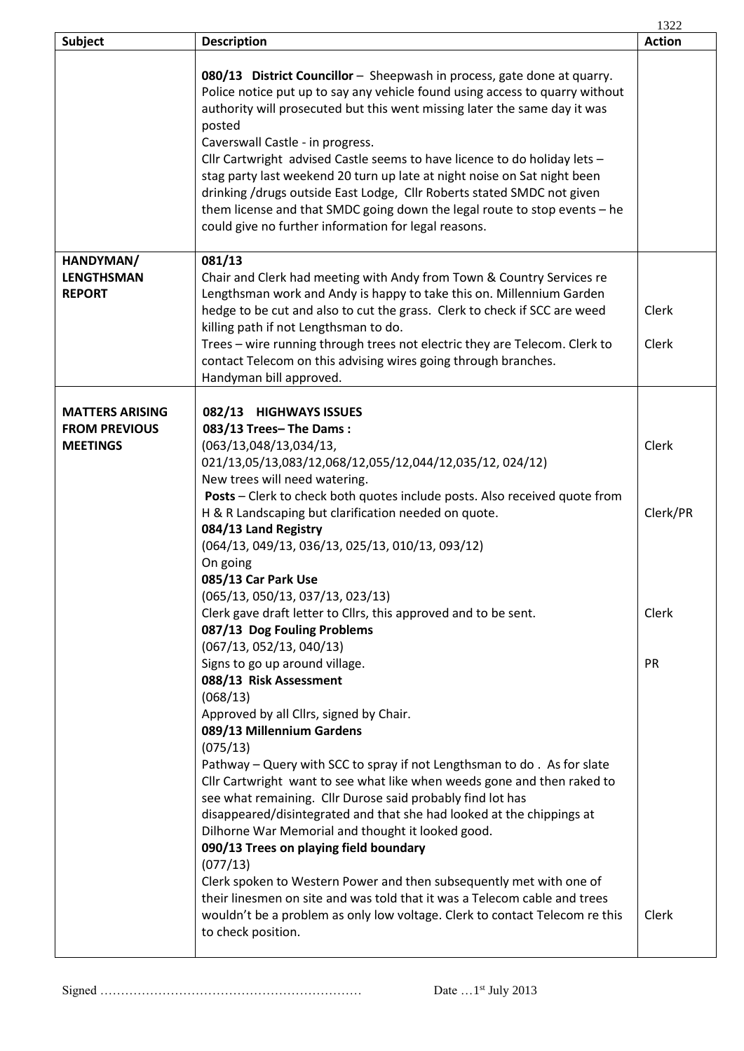| Subject | Description | Action |
|---|---|---|
| | **080/13 District Councillor** – Sheepwash in process, gate done at quarry. Police notice put up to say any vehicle found using access to quarry without authority will prosecuted but this went missing later the same day it was posted<br>Caverswall Castle - in progress.<br>Cllr Cartwright advised Castle seems to have licence to do holiday lets – stag party last weekend 20 turn up late at night noise on Sat night been drinking /drugs outside East Lodge, Cllr Roberts stated SMDC not given them license and that SMDC going down the legal route to stop events – he could give no further information for legal reasons. | |
| **HANDYMAN/ LENGTHSMAN REPORT** | **081/13**<br>Chair and Clerk had meeting with Andy from Town & Country Services re Lengthsman work and Andy is happy to take this on. Millennium Garden hedge to be cut and also to cut the grass. Clerk to check if SCC are weed killing path if not Lengthsman to do.<br>Trees – wire running through trees not electric they are Telecom. Clerk to contact Telecom on this advising wires going through branches.<br>Handyman bill approved. | Clerk<br><br>Clerk |
| **MATTERS ARISING FROM PREVIOUS MEETINGS** | **082/13 HIGHWAYS ISSUES**<br>**083/13 Trees– The Dams :**<br>(063/13,048/13,034/13, 021/13,05/13,083/12,068/12,055/12,044/12,035/12, 024/12)<br>New trees will need watering.<br>**Posts** – Clerk to check both quotes include posts. Also received quote from H & R Landscaping but clarification needed on quote.<br>**084/13 Land Registry**<br>(064/13, 049/13, 036/13, 025/13, 010/13, 093/12)<br>On going<br>**085/13 Car Park Use**<br>(065/13, 050/13, 037/13, 023/13)<br>Clerk gave draft letter to Cllrs, this approved and to be sent.<br>**087/13 Dog Fouling Problems**<br>(067/13, 052/13, 040/13)<br>Signs to go up around village.<br>**088/13 Risk Assessment**<br>(068/13)<br>Approved by all Cllrs, signed by Chair.<br>**089/13 Millennium Gardens**<br>(075/13)<br>Pathway – Query with SCC to spray if not Lengthsman to do . As for slate Cllr Cartwright want to see what like when weeds gone and then raked to see what remaining. Cllr Durose said probably find lot has disappeared/disintegrated and that she had looked at the chippings at Dilhorne War Memorial and thought it looked good.<br>**090/13 Trees on playing field boundary**<br>(077/13)<br>Clerk spoken to Western Power and then subsequently met with one of their linesmen on site and was told that it was a Telecom cable and trees wouldn't be a problem as only low voltage. Clerk to contact Telecom re this to check position. | <br><br>Clerk<br><br>Clerk/PR<br><br><br><br>Clerk<br><br>PR<br><br><br><br><br><br><br><br><br><br>Clerk |

Signed ……………………………………………………… Date …1st July 2013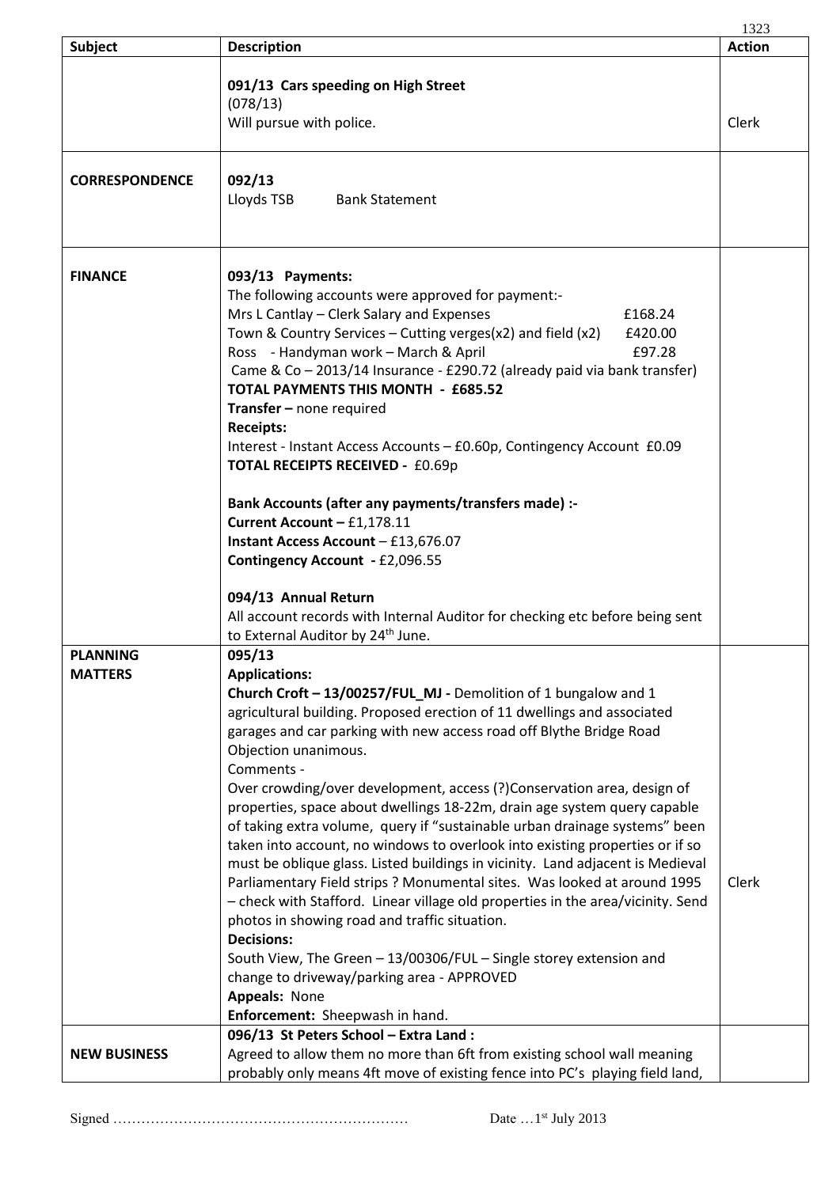| Subject | Description | Action |
|---|---|---|
| | **091/13 Cars speeding on High Street**<br>(078/13)<br>Will pursue with police. | Clerk |
| **CORRESPONDENCE** | **092/13**<br>Lloyds TSB Bank Statement | |
| **FINANCE** | **093/13 Payments:**<br>The following accounts were approved for payment:-<br>Mrs L Cantlay – Clerk Salary and Expenses £168.24<br>Town & Country Services – Cutting verges(x2) and field (x2) £420.00<br>Ross - Handyman work – March & April £97.28<br>Came & Co – 2013/14 Insurance - £290.72 (already paid via bank transfer)<br>**TOTAL PAYMENTS THIS MONTH - £685.52**<br>**Transfer –** none required<br>**Receipts:**<br>Interest - Instant Access Accounts – £0.60p, Contingency Account £0.09<br>**TOTAL RECEIPTS RECEIVED -** £0.69p<br><br>**Bank Accounts (after any payments/transfers made) :-**<br>**Current Account –** £1,178.11<br>**Instant Access Account** – £13,676.07<br>**Contingency Account -** £2,096.55<br><br>**094/13 Annual Return**<br>All account records with Internal Auditor for checking etc before being sent to External Auditor by 24th June. | |
| **PLANNING MATTERS** | **095/13**<br>**Applications:**<br>**Church Croft – 13/00257/FUL_MJ -** Demolition of 1 bungalow and 1 agricultural building. Proposed erection of 11 dwellings and associated garages and car parking with new access road off Blythe Bridge Road<br>Objection unanimous.<br>Comments -<br>Over crowding/over development, access (?)Conservation area, design of properties, space about dwellings 18-22m, drain age system query capable of taking extra volume, query if "sustainable urban drainage systems" been taken into account, no windows to overlook into existing properties or if so must be oblique glass. Listed buildings in vicinity. Land adjacent is Medieval Parliamentary Field strips ? Monumental sites. Was looked at around 1995 – check with Stafford. Linear village old properties in the area/vicinity. Send photos in showing road and traffic situation.<br>**Decisions:**<br>South View, The Green – 13/00306/FUL – Single storey extension and change to driveway/parking area - APPROVED<br>**Appeals:** None<br>**Enforcement:** Sheepwash in hand. | Clerk |
| **NEW BUSINESS** | **096/13 St Peters School – Extra Land :**<br>Agreed to allow them no more than 6ft from existing school wall meaning probably only means 4ft move of existing fence into PC's playing field land, | |

Signed ……………………………………………………… Date …1st July 2013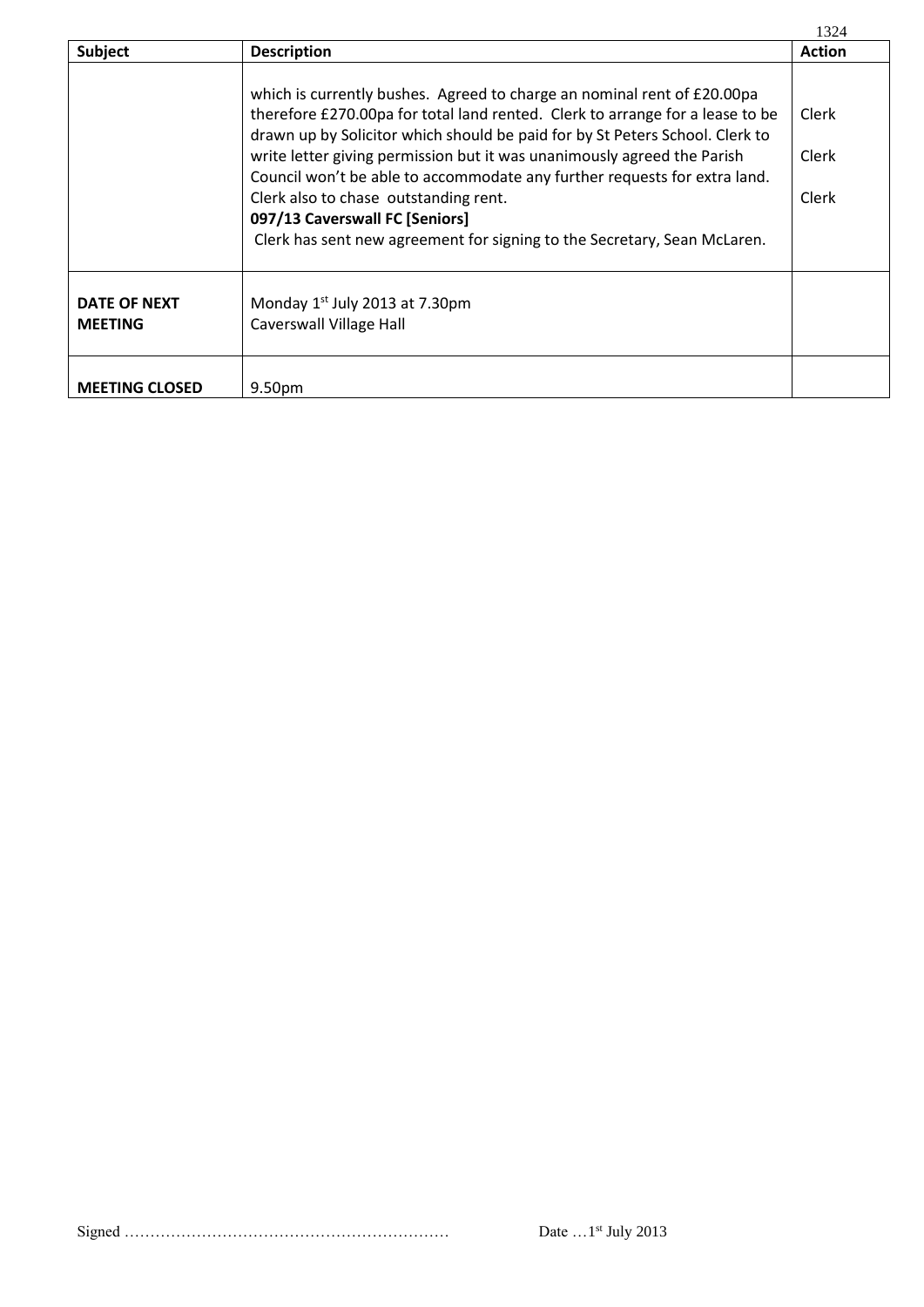| Subject | Description | Action |
|---|---|---|
| | which is currently bushes. Agreed to charge an nominal rent of £20.00pa therefore £270.00pa for total land rented. Clerk to arrange for a lease to be drawn up by Solicitor which should be paid for by St Peters School. Clerk to write letter giving permission but it was unanimously agreed the Parish Council won't be able to accommodate any further requests for extra land. Clerk also to chase outstanding rent. **097/13 Caverswall FC [Seniors]** Clerk has sent new agreement for signing to the Secretary, Sean McLaren. | Clerk Clerk Clerk |
| **DATE OF NEXT MEETING** | Monday 1st July 2013 at 7.30pm Caverswall Village Hall | |
| **MEETING CLOSED** | 9.50pm | |

Signed ……………………………………………………… Date …1st July 2013